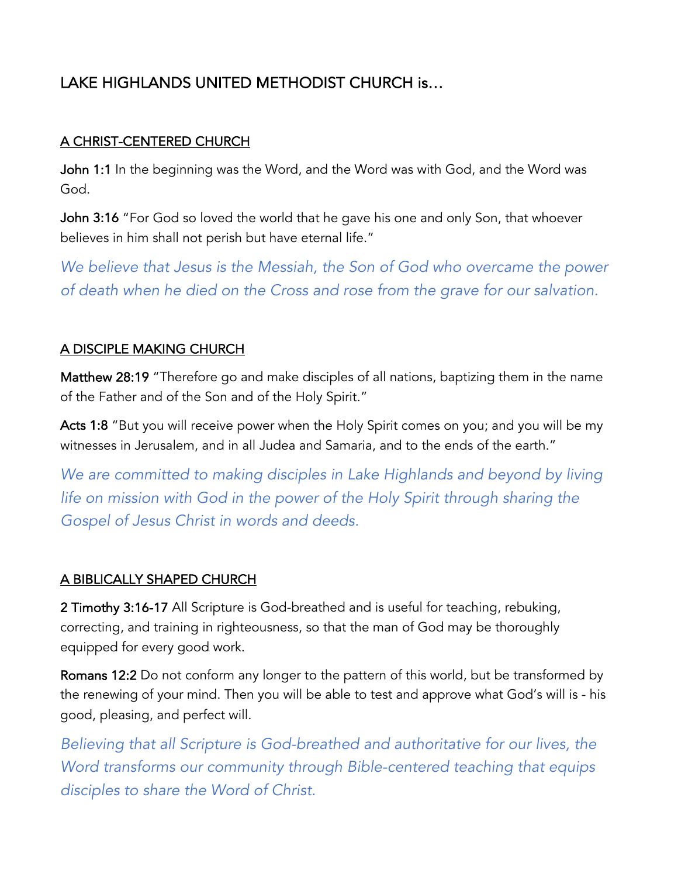# LAKE HIGHLANDS UNITED METHODIST CHURCH is…

## A CHRIST-CENTERED CHURCH

**John 1:1** In the beginning was the Word, and the Word was with God, and the Word was God.

**John 3:16** "For God so loved the world that he gave his one and only Son, that whoever believes in him shall not perish but have eternal life."

*We believe that Jesus is the Messiah, the Son of God who overcame the power of death when he died on the Cross and rose from the grave for our salvation.*

## A DISCIPLE MAKING CHURCH

**Matthew 28:19** "Therefore go and make disciples of all nations, baptizing them in the name of the Father and of the Son and of the Holy Spirit."

**Acts 1:8** "But you will receive power when the Holy Spirit comes on you; and you will be my witnesses in Jerusalem, and in all Judea and Samaria, and to the ends of the earth."

*We are committed to making disciples in Lake Highlands and beyond by living life on mission with God in the power of the Holy Spirit through sharing the Gospel of Jesus Christ in words and deeds.*

## A BIBLICALLY SHAPED CHURCH

**2 Timothy 3:16-17** All Scripture is God-breathed and is useful for teaching, rebuking, correcting, and training in righteousness, so that the man of God may be thoroughly equipped for every good work.

**Romans 12:2** Do not conform any longer to the pattern of this world, but be transformed by the renewing of your mind. Then you will be able to test and approve what God's will is - his good, pleasing, and perfect will.

*Believing that all Scripture is God-breathed and authoritative for our lives, the Word transforms our community through Bible-centered teaching that equips disciples to share the Word of Christ.*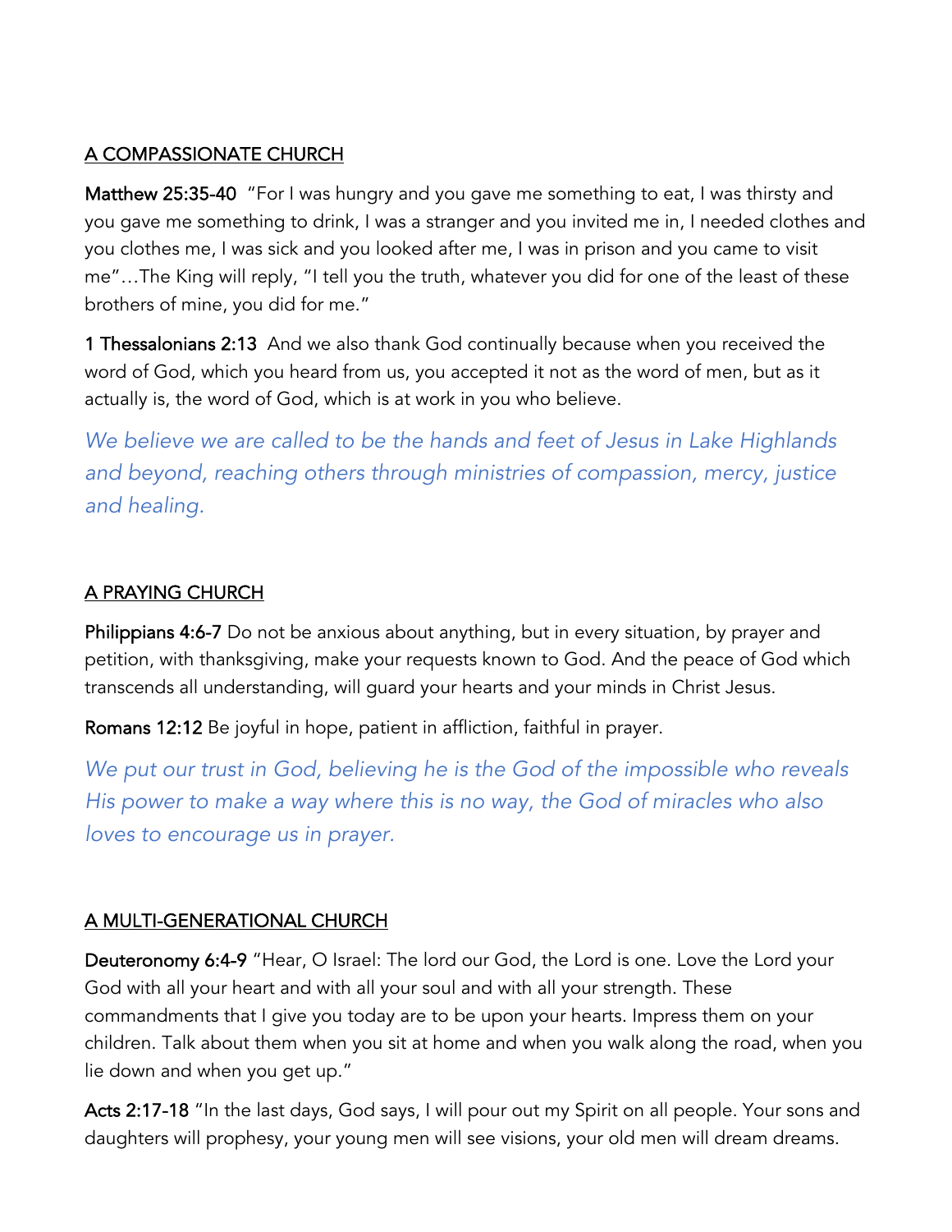## A COMPASSIONATE CHURCH

**Matthew 25:35-40** "For I was hungry and you gave me something to eat, I was thirsty and you gave me something to drink, I was a stranger and you invited me in, I needed clothes and you clothes me, I was sick and you looked after me, I was in prison and you came to visit me"…The King will reply, "I tell you the truth, whatever you did for one of the least of these brothers of mine, you did for me."

**1 Thessalonians 2:13** And we also thank God continually because when you received the word of God, which you heard from us, you accepted it not as the word of men, but as it actually is, the word of God, which is at work in you who believe.

*We believe we are called to be the hands and feet of Jesus in Lake Highlands and beyond, reaching others through ministries of compassion, mercy, justice and healing.*

## A PRAYING CHURCH

**Philippians 4:6-7** Do not be anxious about anything, but in every situation, by prayer and petition, with thanksgiving, make your requests known to God. And the peace of God which transcends all understanding, will guard your hearts and your minds in Christ Jesus.

**Romans 12:12** Be joyful in hope, patient in affliction, faithful in prayer.

*We put our trust in God, believing he is the God of the impossible who reveals His power to make a way where this is no way, the God of miracles who also loves to encourage us in prayer.*

## A MULTI-GENERATIONAL CHURCH

**Deuteronomy 6:4-9** "Hear, O Israel: The lord our God, the Lord is one. Love the Lord your God with all your heart and with all your soul and with all your strength. These commandments that I give you today are to be upon your hearts. Impress them on your children. Talk about them when you sit at home and when you walk along the road, when you lie down and when you get up."

**Acts 2:17-18** "In the last days, God says, I will pour out my Spirit on all people. Your sons and daughters will prophesy, your young men will see visions, your old men will dream dreams.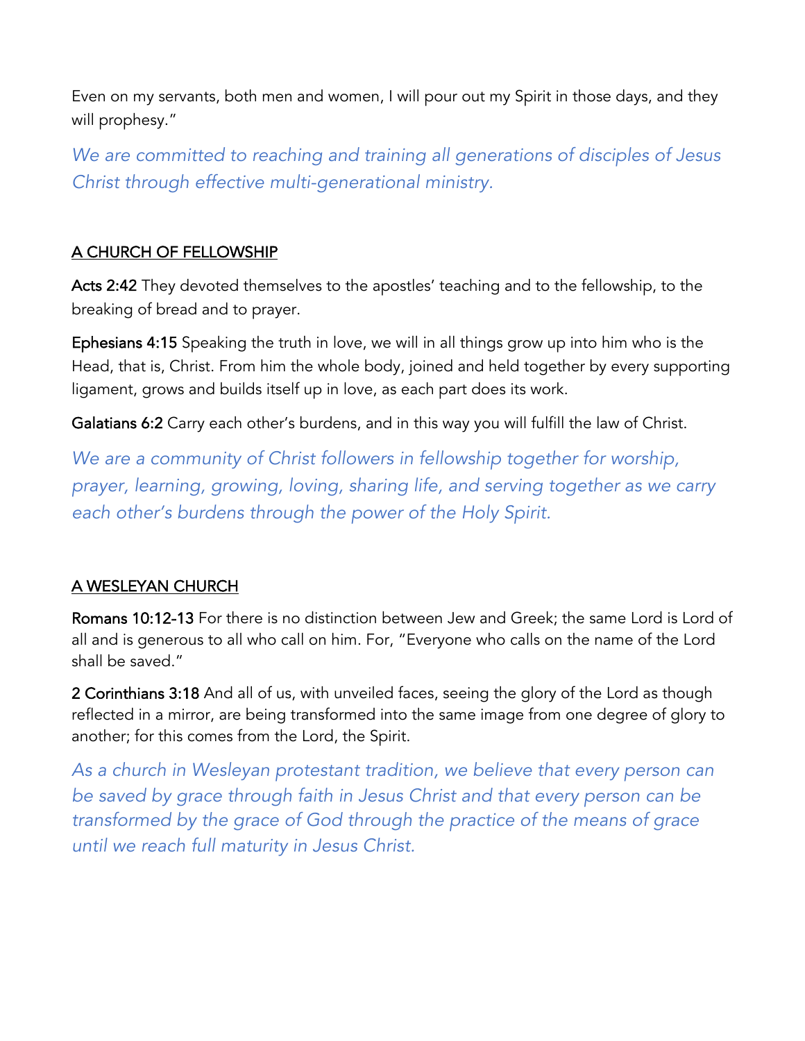Even on my servants, both men and women, I will pour out my Spirit in those days, and they will prophesy."

*We are committed to reaching and training all generations of disciples of Jesus Christ through effective multi-generational ministry.*

## A CHURCH OF FELLOWSHIP

**Acts 2:42** They devoted themselves to the apostles' teaching and to the fellowship, to the breaking of bread and to prayer.

**Ephesians 4:15** Speaking the truth in love, we will in all things grow up into him who is the Head, that is, Christ. From him the whole body, joined and held together by every supporting ligament, grows and builds itself up in love, as each part does its work.

**Galatians 6:2** Carry each other's burdens, and in this way you will fulfill the law of Christ.

*We are a community of Christ followers in fellowship together for worship, prayer, learning, growing, loving, sharing life, and serving together as we carry each other's burdens through the power of the Holy Spirit.*

## A WESLEYAN CHURCH

**Romans 10:12-13** For there is no distinction between Jew and Greek; the same Lord is Lord of all and is generous to all who call on him. For, "Everyone who calls on the name of the Lord shall be saved."

**2 Corinthians 3:18** And all of us, with unveiled faces, seeing the glory of the Lord as though reflected in a mirror, are being transformed into the same image from one degree of glory to another; for this comes from the Lord, the Spirit.

*As a church in Wesleyan protestant tradition, we believe that every person can be saved by grace through faith in Jesus Christ and that every person can be transformed by the grace of God through the practice of the means of grace until we reach full maturity in Jesus Christ.*